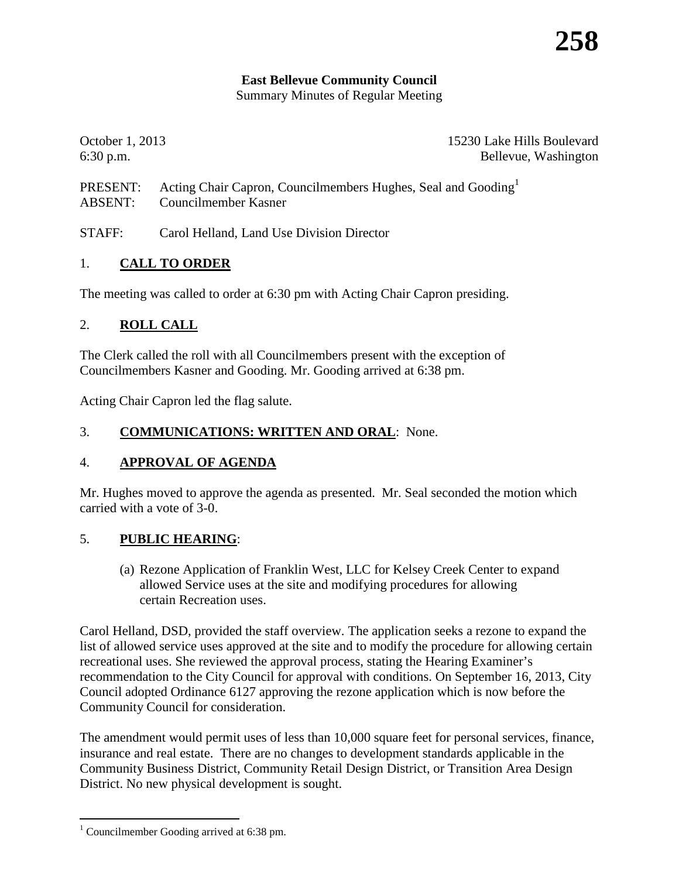**East Bellevue Community Council**
Summary Minutes of Regular Meeting

October 1, 2013 — 15230 Lake Hills Boulevard
6:30 p.m. — Bellevue, Washington

PRESENT: Acting Chair Capron, Councilmembers Hughes, Seal and Gooding[1]
ABSENT: Councilmember Kasner

STAFF: Carol Helland, Land Use Division Director

## 1. CALL TO ORDER

The meeting was called to order at 6:30 pm with Acting Chair Capron presiding.

## 2. ROLL CALL

The Clerk called the roll with all Councilmembers present with the exception of Councilmembers Kasner and Gooding. Mr. Gooding arrived at 6:38 pm.

Acting Chair Capron led the flag salute.

## 3. COMMUNICATIONS: WRITTEN AND ORAL: None.

## 4. APPROVAL OF AGENDA

Mr. Hughes moved to approve the agenda as presented. Mr. Seal seconded the motion which carried with a vote of 3-0.

## 5. PUBLIC HEARING:

(a) Rezone Application of Franklin West, LLC for Kelsey Creek Center to expand allowed Service uses at the site and modifying procedures for allowing certain Recreation uses.

Carol Helland, DSD, provided the staff overview. The application seeks a rezone to expand the list of allowed service uses approved at the site and to modify the procedure for allowing certain recreational uses. She reviewed the approval process, stating the Hearing Examiner's recommendation to the City Council for approval with conditions. On September 16, 2013, City Council adopted Ordinance 6127 approving the rezone application which is now before the Community Council for consideration.

The amendment would permit uses of less than 10,000 square feet for personal services, finance, insurance and real estate. There are no changes to development standards applicable in the Community Business District, Community Retail Design District, or Transition Area Design District. No new physical development is sought.

---

[1] Councilmember Gooding arrived at 6:38 pm.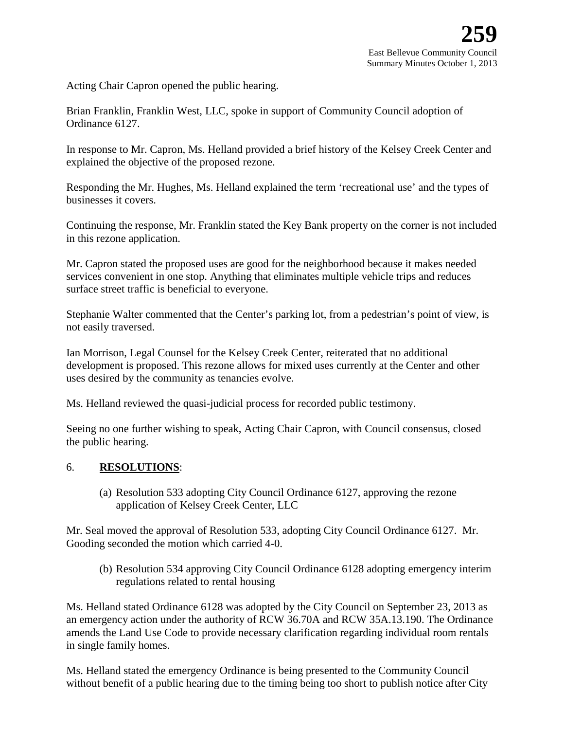Acting Chair Capron opened the public hearing.

Brian Franklin, Franklin West, LLC, spoke in support of Community Council adoption of Ordinance 6127.

In response to Mr. Capron, Ms. Helland provided a brief history of the Kelsey Creek Center and explained the objective of the proposed rezone.

Responding the Mr. Hughes, Ms. Helland explained the term 'recreational use' and the types of businesses it covers.

Continuing the response, Mr. Franklin stated the Key Bank property on the corner is not included in this rezone application.

Mr. Capron stated the proposed uses are good for the neighborhood because it makes needed services convenient in one stop. Anything that eliminates multiple vehicle trips and reduces surface street traffic is beneficial to everyone.

Stephanie Walter commented that the Center's parking lot, from a pedestrian's point of view, is not easily traversed.

Ian Morrison, Legal Counsel for the Kelsey Creek Center, reiterated that no additional development is proposed. This rezone allows for mixed uses currently at the Center and other uses desired by the community as tenancies evolve.

Ms. Helland reviewed the quasi-judicial process for recorded public testimony.

Seeing no one further wishing to speak, Acting Chair Capron, with Council consensus, closed the public hearing.

6. **RESOLUTIONS**:

(a) Resolution 533 adopting City Council Ordinance 6127, approving the rezone application of Kelsey Creek Center, LLC

Mr. Seal moved the approval of Resolution 533, adopting City Council Ordinance 6127. Mr. Gooding seconded the motion which carried 4-0.

(b) Resolution 534 approving City Council Ordinance 6128 adopting emergency interim regulations related to rental housing

Ms. Helland stated Ordinance 6128 was adopted by the City Council on September 23, 2013 as an emergency action under the authority of RCW 36.70A and RCW 35A.13.190. The Ordinance amends the Land Use Code to provide necessary clarification regarding individual room rentals in single family homes.

Ms. Helland stated the emergency Ordinance is being presented to the Community Council without benefit of a public hearing due to the timing being too short to publish notice after City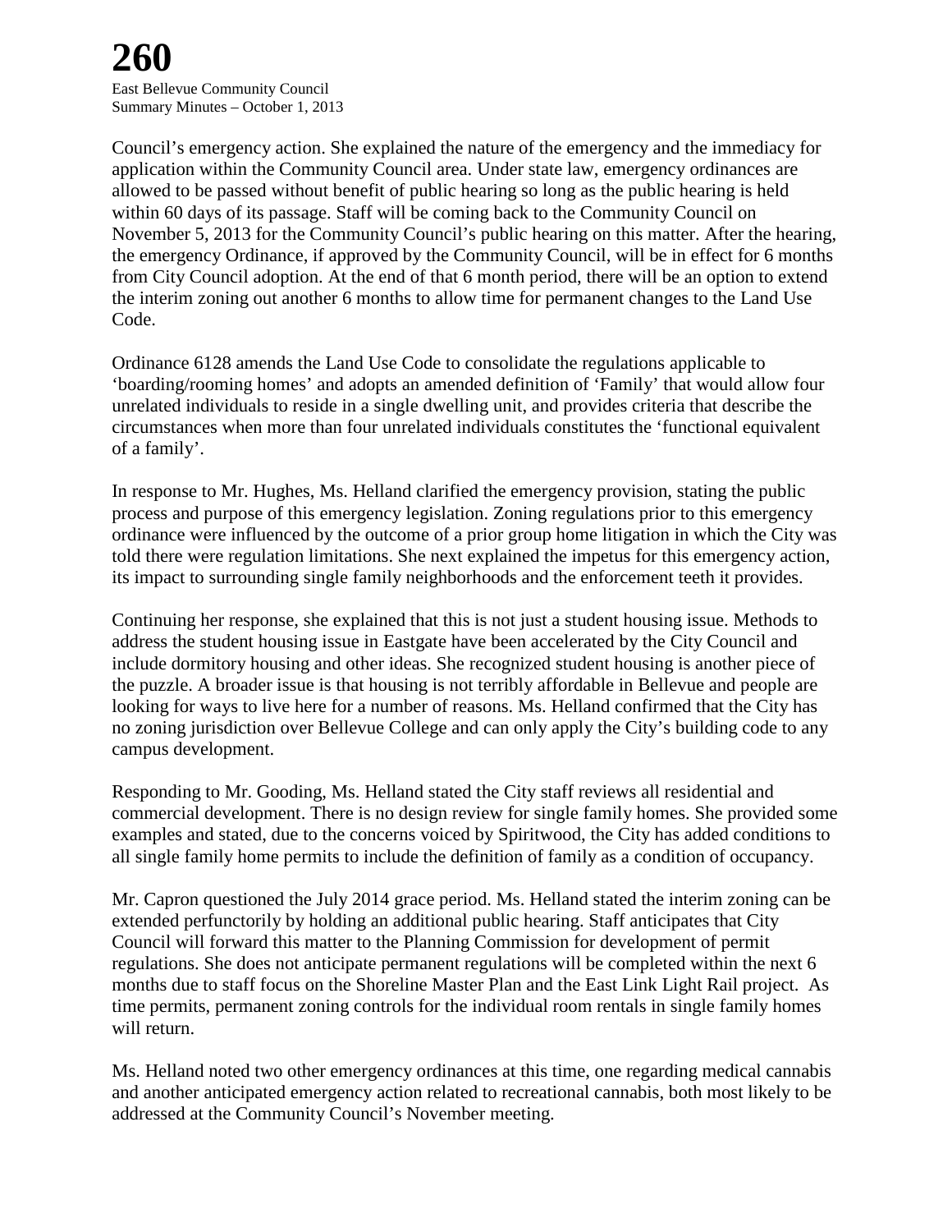Council's emergency action. She explained the nature of the emergency and the immediacy for application within the Community Council area. Under state law, emergency ordinances are allowed to be passed without benefit of public hearing so long as the public hearing is held within 60 days of its passage. Staff will be coming back to the Community Council on November 5, 2013 for the Community Council's public hearing on this matter. After the hearing, the emergency Ordinance, if approved by the Community Council, will be in effect for 6 months from City Council adoption. At the end of that 6 month period, there will be an option to extend the interim zoning out another 6 months to allow time for permanent changes to the Land Use Code.

Ordinance 6128 amends the Land Use Code to consolidate the regulations applicable to 'boarding/rooming homes' and adopts an amended definition of 'Family' that would allow four unrelated individuals to reside in a single dwelling unit, and provides criteria that describe the circumstances when more than four unrelated individuals constitutes the 'functional equivalent of a family'.

In response to Mr. Hughes, Ms. Helland clarified the emergency provision, stating the public process and purpose of this emergency legislation. Zoning regulations prior to this emergency ordinance were influenced by the outcome of a prior group home litigation in which the City was told there were regulation limitations. She next explained the impetus for this emergency action, its impact to surrounding single family neighborhoods and the enforcement teeth it provides.

Continuing her response, she explained that this is not just a student housing issue. Methods to address the student housing issue in Eastgate have been accelerated by the City Council and include dormitory housing and other ideas. She recognized student housing is another piece of the puzzle. A broader issue is that housing is not terribly affordable in Bellevue and people are looking for ways to live here for a number of reasons. Ms. Helland confirmed that the City has no zoning jurisdiction over Bellevue College and can only apply the City's building code to any campus development.

Responding to Mr. Gooding, Ms. Helland stated the City staff reviews all residential and commercial development. There is no design review for single family homes. She provided some examples and stated, due to the concerns voiced by Spiritwood, the City has added conditions to all single family home permits to include the definition of family as a condition of occupancy.

Mr. Capron questioned the July 2014 grace period. Ms. Helland stated the interim zoning can be extended perfunctorily by holding an additional public hearing. Staff anticipates that City Council will forward this matter to the Planning Commission for development of permit regulations. She does not anticipate permanent regulations will be completed within the next 6 months due to staff focus on the Shoreline Master Plan and the East Link Light Rail project. As time permits, permanent zoning controls for the individual room rentals in single family homes will return.

Ms. Helland noted two other emergency ordinances at this time, one regarding medical cannabis and another anticipated emergency action related to recreational cannabis, both most likely to be addressed at the Community Council's November meeting.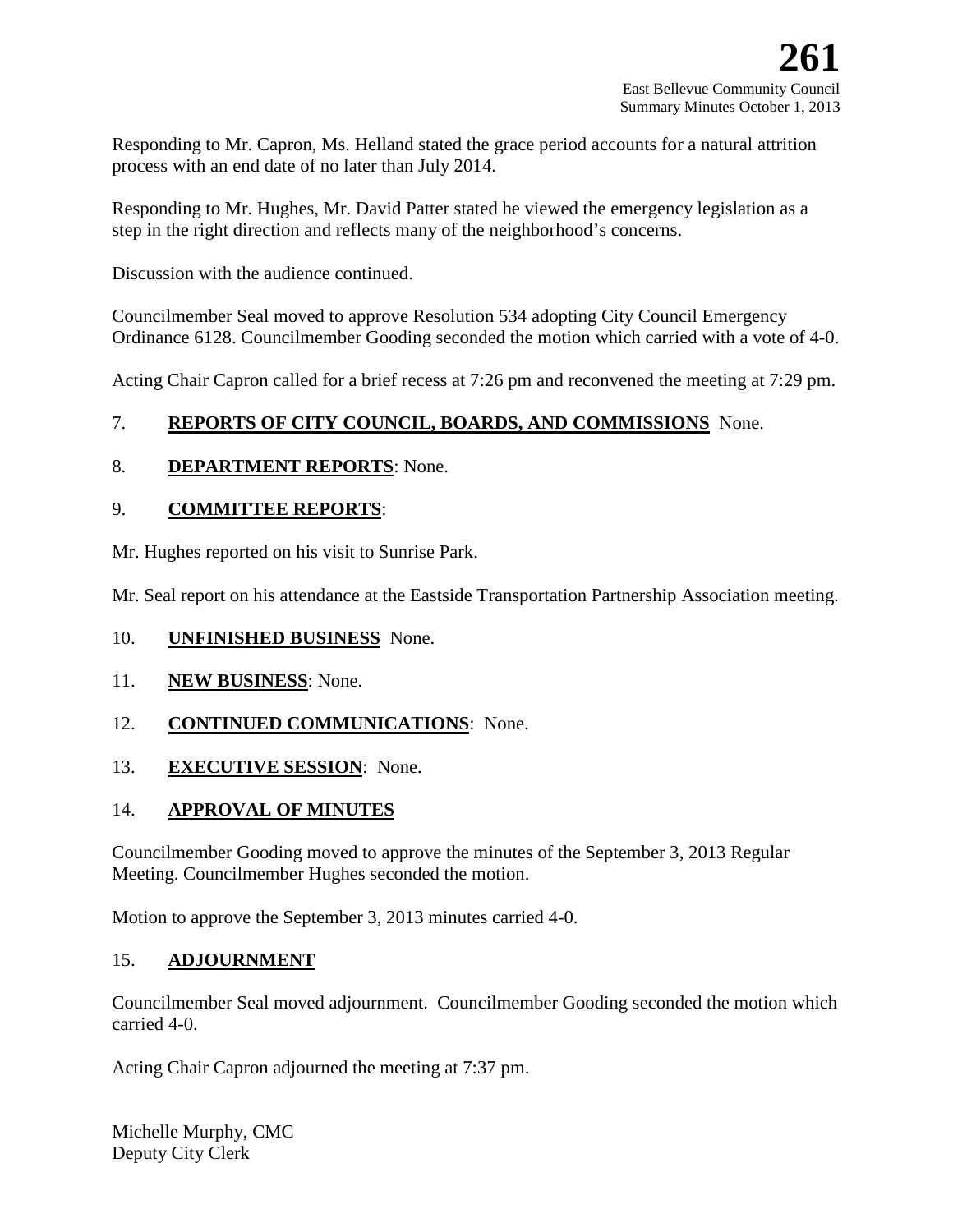Responding to Mr. Capron, Ms. Helland stated the grace period accounts for a natural attrition process with an end date of no later than July 2014.

Responding to Mr. Hughes, Mr. David Patter stated he viewed the emergency legislation as a step in the right direction and reflects many of the neighborhood's concerns.

Discussion with the audience continued.

Councilmember Seal moved to approve Resolution 534 adopting City Council Emergency Ordinance 6128. Councilmember Gooding seconded the motion which carried with a vote of 4-0.

Acting Chair Capron called for a brief recess at 7:26 pm and reconvened the meeting at 7:29 pm.

7. **REPORTS OF CITY COUNCIL, BOARDS, AND COMMISSIONS** None.

8. **DEPARTMENT REPORTS**: None.

9. **COMMITTEE REPORTS**:

Mr. Hughes reported on his visit to Sunrise Park.

Mr. Seal report on his attendance at the Eastside Transportation Partnership Association meeting.

10. **UNFINISHED BUSINESS** None.

11. **NEW BUSINESS**: None.

12. **CONTINUED COMMUNICATIONS**: None.

13. **EXECUTIVE SESSION**: None.

14. **APPROVAL OF MINUTES**

Councilmember Gooding moved to approve the minutes of the September 3, 2013 Regular Meeting. Councilmember Hughes seconded the motion.

Motion to approve the September 3, 2013 minutes carried 4-0.

15. **ADJOURNMENT**

Councilmember Seal moved adjournment. Councilmember Gooding seconded the motion which carried 4-0.

Acting Chair Capron adjourned the meeting at 7:37 pm.

Michelle Murphy, CMC
Deputy City Clerk